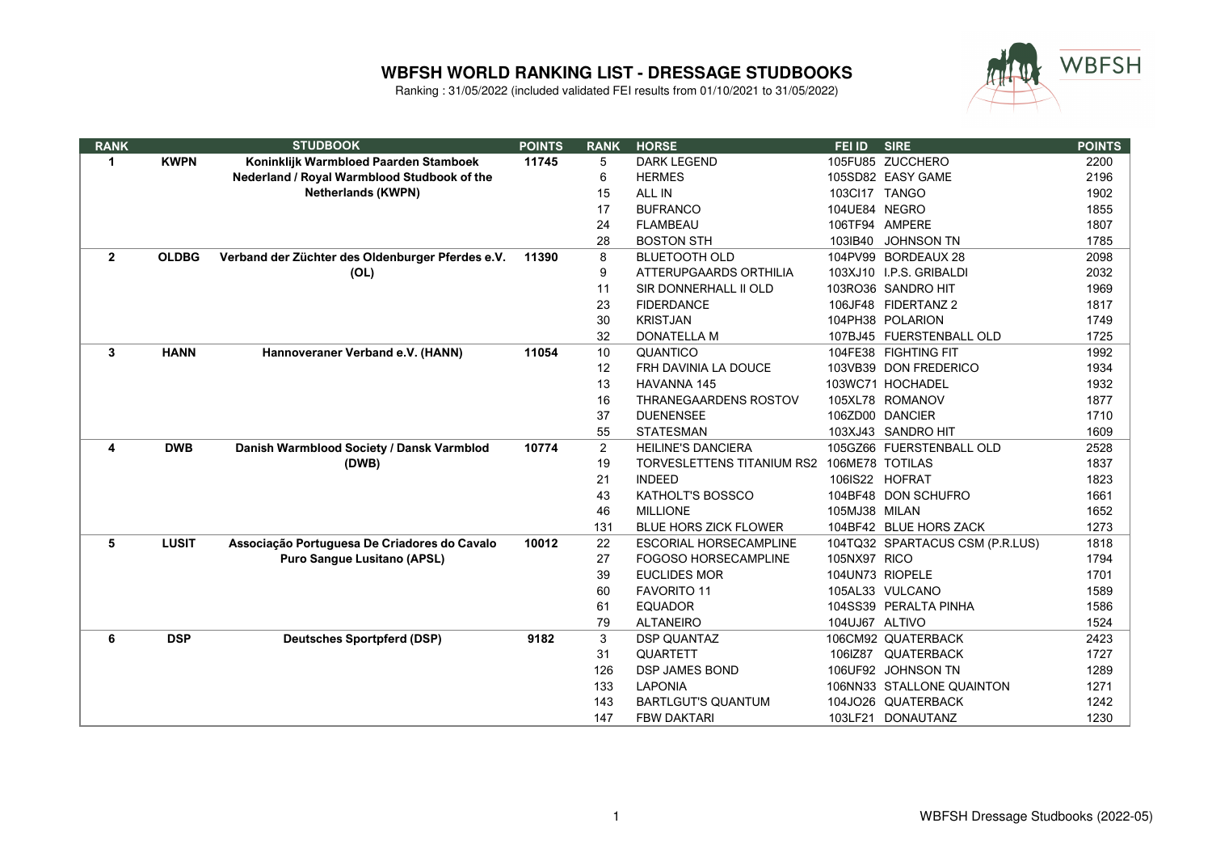# WBFSH WORLD RANKING LIST - DRESSAGE STUDBOOKS

Ranking : 31/05/2022 (included validated FEI results from 01/10/2021 to 31/05/2022)

| RANK | | STUDBOOK | POINTS | RANK | HORSE | FEI ID | SIRE | POINTS |
|---|---|---|---|---|---|---|---|---|
| 1 | KWPN | Koninklijk Warmbloed Paarden Stamboek Nederland / Royal Warmblood Studbook of the Netherlands (KWPN) | 11745 | 5 | DARK LEGEND | 105FU85 | ZUCCHERO | 2200 |
| | | | | 6 | HERMES | 105SD82 | EASY GAME | 2196 |
| | | | | 15 | ALL IN | 103CI17 | TANGO | 1902 |
| | | | | 17 | BUFRANCO | 104UE84 | NEGRO | 1855 |
| | | | | 24 | FLAMBEAU | 106TF94 | AMPERE | 1807 |
| | | | | 28 | BOSTON STH | 103IB40 | JOHNSON TN | 1785 |
| 2 | OLDBG | Verband der Züchter des Oldenburger Pferdes e.V. (OL) | 11390 | 8 | BLUETOOTH OLD | 104PV99 | BORDEAUX 28 | 2098 |
| | | | | 9 | ATTERUPGAARDS ORTHILIA | 103XJ10 | I.P.S. GRIBALDI | 2032 |
| | | | | 11 | SIR DONNERHALL II OLD | 103RO36 | SANDRO HIT | 1969 |
| | | | | 23 | FIDERDANCE | 106JF48 | FIDERTANZ 2 | 1817 |
| | | | | 30 | KRISTJAN | 104PH38 | POLARION | 1749 |
| | | | | 32 | DONATELLA M | 107BJ45 | FUERSTENBALL OLD | 1725 |
| 3 | HANN | Hannoveraner Verband e.V. (HANN) | 11054 | 10 | QUANTICO | 104FE38 | FIGHTING FIT | 1992 |
| | | | | 12 | FRH DAVINIA LA DOUCE | 103VB39 | DON FREDERICO | 1934 |
| | | | | 13 | HAVANNA 145 | 103WC71 | HOCHADEL | 1932 |
| | | | | 16 | THRANEGAARDENS ROSTOV | 105XL78 | ROMANOV | 1877 |
| | | | | 37 | DUENENSEE | 106ZD00 | DANCIER | 1710 |
| | | | | 55 | STATESMAN | 103XJ43 | SANDRO HIT | 1609 |
| 4 | DWB | Danish Warmblood Society / Dansk Varmblod (DWB) | 10774 | 2 | HEILINE'S DANCIERA | 105GZ66 | FUERSTENBALL OLD | 2528 |
| | | | | 19 | TORVESLETTENS TITANIUM RS2 | 106ME78 | TOTILAS | 1837 |
| | | | | 21 | INDEED | 106IS22 | HOFRAT | 1823 |
| | | | | 43 | KATHOLT'S BOSSCO | 104BF48 | DON SCHUFRO | 1661 |
| | | | | 46 | MILLIONE | 105MJ38 | MILAN | 1652 |
| | | | | 131 | BLUE HORS ZICK FLOWER | 104BF42 | BLUE HORS ZACK | 1273 |
| 5 | LUSIT | Associação Portuguesa De Criadores do Cavalo Puro Sangue Lusitano (APSL) | 10012 | 22 | ESCORIAL HORSECAMPLINE | 104TQ32 | SPARTACUS CSM (P.R.LUS) | 1818 |
| | | | | 27 | FOGOSO HORSECAMPLINE | 105NX97 | RICO | 1794 |
| | | | | 39 | EUCLIDES MOR | 104UN73 | RIOPELE | 1701 |
| | | | | 60 | FAVORITO 11 | 105AL33 | VULCANO | 1589 |
| | | | | 61 | EQUADOR | 104SS39 | PERALTA PINHA | 1586 |
| | | | | 79 | ALTANEIRO | 104UJ67 | ALTIVO | 1524 |
| 6 | DSP | Deutsches Sportpferd (DSP) | 9182 | 3 | DSP QUANTAZ | 106CM92 | QUATERBACK | 2423 |
| | | | | 31 | QUARTETT | 106IZ87 | QUATERBACK | 1727 |
| | | | | 126 | DSP JAMES BOND | 106UF92 | JOHNSON TN | 1289 |
| | | | | 133 | LAPONIA | 106NN33 | STALLONE QUAINTON | 1271 |
| | | | | 143 | BARTLGUT'S QUANTUM | 104JO26 | QUATERBACK | 1242 |
| | | | | 147 | FBW DAKTARI | 103LF21 | DONAUTANZ | 1230 |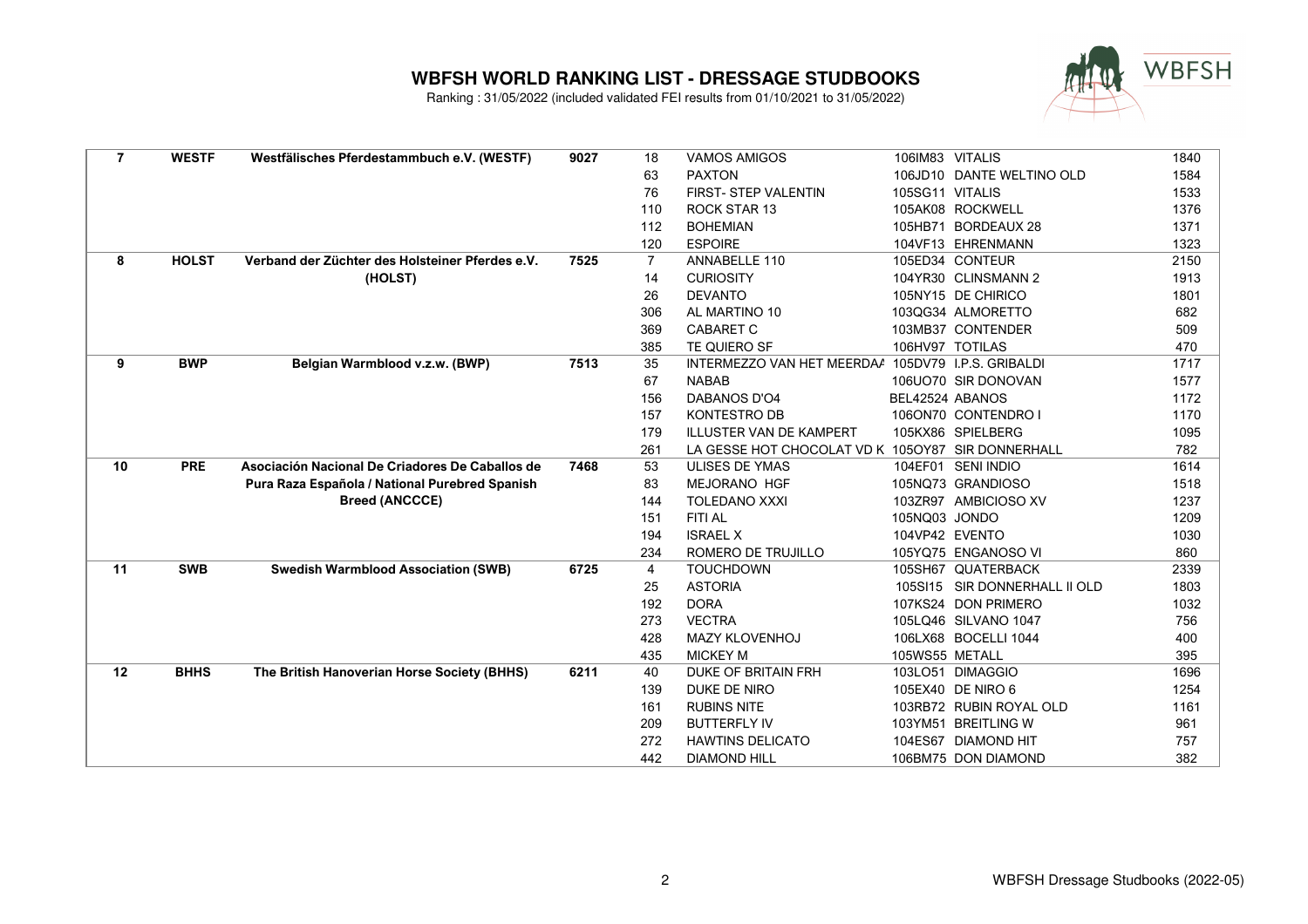# WBFSH WORLD RANKING LIST - DRESSAGE STUDBOOKS

Ranking : 31/05/2022 (included validated FEI results from 01/10/2021 to 31/05/2022)

| | | | | | | | | |
|---|---|---|---|---|---|---|---|---|
| **7** | **WESTF** | **Westfälisches Pferdestammbuch e.V. (WESTF)** | **9027** | 18 | VAMOS AMIGOS | 106IM83 | VITALIS | 1840 |
| | | | | 63 | PAXTON | 106JD10 | DANTE WELTINO OLD | 1584 |
| | | | | 76 | FIRST- STEP VALENTIN | 105SG11 | VITALIS | 1533 |
| | | | | 110 | ROCK STAR 13 | 105AK08 | ROCKWELL | 1376 |
| | | | | 112 | BOHEMIAN | 105HB71 | BORDEAUX 28 | 1371 |
| | | | | 120 | ESPOIRE | 104VF13 | EHRENMANN | 1323 |
| **8** | **HOLST** | **Verband der Züchter des Holsteiner Pferdes e.V. (HOLST)** | **7525** | 7 | ANNABELLE 110 | 105ED34 | CONTEUR | 2150 |
| | | | | 14 | CURIOSITY | 104YR30 | CLINSMANN 2 | 1913 |
| | | | | 26 | DEVANTO | 105NY15 | DE CHIRICO | 1801 |
| | | | | 306 | AL MARTINO 10 | 103QG34 | ALMORETTO | 682 |
| | | | | 369 | CABARET C | 103MB37 | CONTENDER | 509 |
| | | | | 385 | TE QUIERO SF | 106HV97 | TOTILAS | 470 |
| **9** | **BWP** | **Belgian Warmblood v.z.w. (BWP)** | **7513** | 35 | INTERMEZZO VAN HET MEERDAA | 105DV79 | I.P.S. GRIBALDI | 1717 |
| | | | | 67 | NABAB | 106UO70 | SIR DONOVAN | 1577 |
| | | | | 156 | DABANOS D'O4 | BEL42524 | ABANOS | 1172 |
| | | | | 157 | KONTESTRO DB | 106ON70 | CONTENDRO I | 1170 |
| | | | | 179 | ILLUSTER VAN DE KAMPERT | 105KX86 | SPIELBERG | 1095 |
| | | | | 261 | LA GESSE HOT CHOCOLAT VD K | 105OY87 | SIR DONNERHALL | 782 |
| **10** | **PRE** | **Asociación Nacional De Criadores De Caballos de Pura Raza Española / National Purebred Spanish Breed (ANCCCE)** | **7468** | 53 | ULISES DE YMAS | 104EF01 | SENI INDIO | 1614 |
| | | | | 83 | MEJORANO HGF | 105NQ73 | GRANDIOSO | 1518 |
| | | | | 144 | TOLEDANO XXXI | 103ZR97 | AMBICIOSO XV | 1237 |
| | | | | 151 | FITI AL | 105NQ03 | JONDO | 1209 |
| | | | | 194 | ISRAEL X | 104VP42 | EVENTO | 1030 |
| | | | | 234 | ROMERO DE TRUJILLO | 105YQ75 | ENGANOSO VI | 860 |
| **11** | **SWB** | **Swedish Warmblood Association (SWB)** | **6725** | 4 | TOUCHDOWN | 105SH67 | QUATERBACK | 2339 |
| | | | | 25 | ASTORIA | 105SI15 | SIR DONNERHALL II OLD | 1803 |
| | | | | 192 | DORA | 107KS24 | DON PRIMERO | 1032 |
| | | | | 273 | VECTRA | 105LQ46 | SILVANO 1047 | 756 |
| | | | | 428 | MAZY KLOVENHOJ | 106LX68 | BOCELLI 1044 | 400 |
| | | | | 435 | MICKEY M | 105WS55 | METALL | 395 |
| **12** | **BHHS** | **The British Hanoverian Horse Society (BHHS)** | **6211** | 40 | DUKE OF BRITAIN FRH | 103LO51 | DIMAGGIO | 1696 |
| | | | | 139 | DUKE DE NIRO | 105EX40 | DE NIRO 6 | 1254 |
| | | | | 161 | RUBINS NITE | 103RB72 | RUBIN ROYAL OLD | 1161 |
| | | | | 209 | BUTTERFLY IV | 103YM51 | BREITLING W | 961 |
| | | | | 272 | HAWTINS DELICATO | 104ES67 | DIAMOND HIT | 757 |
| | | | | 442 | DIAMOND HILL | 106BM75 | DON DIAMOND | 382 |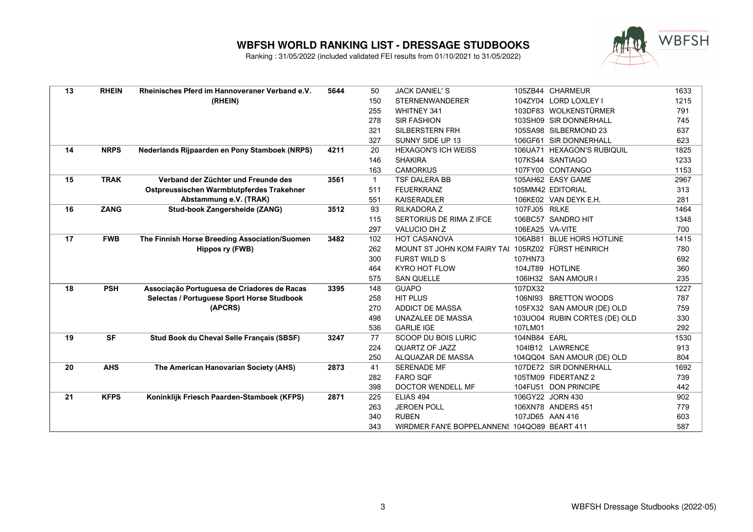# WBFSH WORLD RANKING LIST - DRESSAGE STUDBOOKS

Ranking : 31/05/2022 (included validated FEI results from 01/10/2021 to 31/05/2022)

| | | | | | | | | |
|---|---|---|---|---|---|---|---|---|
| **13** | **RHEIN** | **Rheinisches Pferd im Hannoveraner Verband e.V. (RHEIN)** | **5644** | 50 | JACK DANIEL' S | 105ZB44 | CHARMEUR | 1633 |
| | | | | 150 | STERNENWANDERER | 104ZY04 | LORD LOXLEY I | 1215 |
| | | | | 255 | WHITNEY 341 | 103DF83 | WOLKENSTÜRMER | 791 |
| | | | | 278 | SIR FASHION | 103SH09 | SIR DONNERHALL | 745 |
| | | | | 321 | SILBERSTERN FRH | 105SA98 | SILBERMOND 23 | 637 |
| | | | | 327 | SUNNY SIDE UP 13 | 106GF61 | SIR DONNERHALL | 623 |
| **14** | **NRPS** | **Nederlands Rijpaarden en Pony Stamboek (NRPS)** | **4211** | 20 | HEXAGON'S ICH WEISS | 106UA71 | HEXAGON'S RUBIQUIL | 1825 |
| | | | | 146 | SHAKIRA | 107KS44 | SANTIAGO | 1233 |
| | | | | 163 | CAMORKUS | 107FY00 | CONTANGO | 1153 |
| **15** | **TRAK** | **Verband der Züchter und Freunde des Ostpreussischen Warmblutpferdes Trakehner Abstammung e.V. (TRAK)** | **3561** | 1 | TSF DALERA BB | 105AH62 | EASY GAME | 2967 |
| | | | | 511 | FEUERKRANZ | 105MM42 | EDITORIAL | 313 |
| | | | | 551 | KAISERADLER | 106KE02 | VAN DEYK E.H. | 281 |
| **16** | **ZANG** | **Stud-book Zangersheide (ZANG)** | **3512** | 93 | RILKADORA Z | 107FJ05 | RILKE | 1464 |
| | | | | 115 | SERTORIUS DE RIMA Z IFCE | 106BC57 | SANDRO HIT | 1348 |
| | | | | 297 | VALUCIO DH Z | 106EA25 | VA-VITE | 700 |
| **17** | **FWB** | **The Finnish Horse Breeding Association/Suomen Hippos ry (FWB)** | **3482** | 102 | HOT CASANOVA | 106AB81 | BLUE HORS HOTLINE | 1415 |
| | | | | 262 | MOUNT ST JOHN KOM FAIRY TAI | 105RZ02 | FÜRST HEINRICH | 780 |
| | | | | 300 | FURST WILD S | 107HN73 | | 692 |
| | | | | 464 | KYRO HOT FLOW | 104JT89 | HOTLINE | 360 |
| | | | | 575 | SAN QUELLE | 106IH32 | SAN AMOUR I | 235 |
| **18** | **PSH** | **Associação Portuguesa de Criadores de Racas Selectas / Portuguese Sport Horse Studbook (APCRS)** | **3395** | 148 | GUAPO | 107DX32 | | 1227 |
| | | | | 258 | HIT PLUS | 106NI93 | BRETTON WOODS | 787 |
| | | | | 270 | ADDICT DE MASSA | 105FX32 | SAN AMOUR (DE) OLD | 759 |
| | | | | 498 | UNAZALEE DE MASSA | 103UO04 | RUBIN CORTES (DE) OLD | 330 |
| | | | | 536 | GARLIE IGE | 107LM01 | | 292 |
| **19** | **SF** | **Stud Book du Cheval Selle Français (SBSF)** | **3247** | 77 | SCOOP DU BOIS LURIC | 104NB84 | EARL | 1530 |
| | | | | 224 | QUARTZ OF JAZZ | 104IB12 | LAWRENCE | 913 |
| | | | | 250 | ALQUAZAR DE MASSA | 104QQ04 | SAN AMOUR (DE) OLD | 804 |
| **20** | **AHS** | **The American Hanovarian Society (AHS)** | **2873** | 41 | SERENADE MF | 107DE72 | SIR DONNERHALL | 1692 |
| | | | | 282 | FARO SQF | 105TM09 | FIDERTANZ 2 | 739 |
| | | | | 398 | DOCTOR WENDELL MF | 104FU51 | DON PRINCIPE | 442 |
| **21** | **KFPS** | **Koninklijk Friesch Paarden-Stamboek (KFPS)** | **2871** | 225 | ELIAS 494 | 106GY22 | JORN 430 | 902 |
| | | | | 263 | JEROEN POLL | 106XN78 | ANDERS 451 | 779 |
| | | | | 340 | RUBEN | 107JD65 | AAN 416 | 603 |
| | | | | 343 | WIRDMER FAN'E BOPPELANNENS | 104QO89 | BEART 411 | 587 |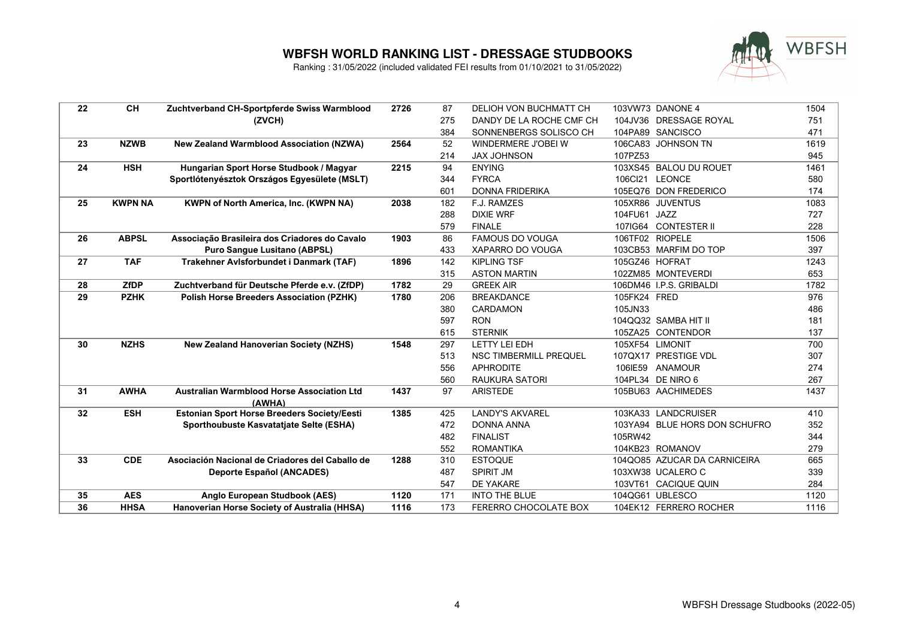# WBFSH WORLD RANKING LIST - DRESSAGE STUDBOOKS

Ranking : 31/05/2022 (included validated FEI results from 01/10/2021 to 31/05/2022)

| | | | | | | | | |
|---|---|---|---|---|---|---|---|---|
| **22** | **CH** | **Zuchtverband CH-Sportpferde Swiss Warmblood (ZVCH)** | **2726** | 87 | DELIOH VON BUCHMATT CH | 103VW73 | DANONE 4 | 1504 |
| | | | | 275 | DANDY DE LA ROCHE CMF CH | 104JV36 | DRESSAGE ROYAL | 751 |
| | | | | 384 | SONNENBERGS SOLISCO CH | 104PA89 | SANCISCO | 471 |
| **23** | **NZWB** | **New Zealand Warmblood Association (NZWA)** | **2564** | 52 | WINDERMERE J'OBEI W | 106CA83 | JOHNSON TN | 1619 |
| | | | | 214 | JAX JOHNSON | 107PZ53 | | 945 |
| **24** | **HSH** | **Hungarian Sport Horse Studbook / Magyar Sportlótenyésztok Országos Egyesülete (MSLT)** | **2215** | 94 | ENYING | 103XS45 | BALOU DU ROUET | 1461 |
| | | | | 344 | FYRCA | 106CI21 | LEONCE | 580 |
| | | | | 601 | DONNA FRIDERIKA | 105EQ76 | DON FREDERICO | 174 |
| **25** | **KWPN NA** | **KWPN of North America, Inc. (KWPN NA)** | **2038** | 182 | F.J. RAMZES | 105XR86 | JUVENTUS | 1083 |
| | | | | 288 | DIXIE WRF | 104FU61 | JAZZ | 727 |
| | | | | 579 | FINALE | 107IG64 | CONTESTER II | 228 |
| **26** | **ABPSL** | **Associação Brasileira dos Criadores do Cavalo Puro Sangue Lusitano (ABPSL)** | **1903** | 86 | FAMOUS DO VOUGA | 106TF02 | RIOPELE | 1506 |
| | | | | 433 | XAPARRO DO VOUGA | 103CB53 | MARFIM DO TOP | 397 |
| **27** | **TAF** | **Trakehner Avlsforbundet i Danmark (TAF)** | **1896** | 142 | KIPLING TSF | 105GZ46 | HOFRAT | 1243 |
| | | | | 315 | ASTON MARTIN | 102ZM85 | MONTEVERDI | 653 |
| **28** | **ZfDP** | **Zuchtverband für Deutsche Pferde e.v. (ZfDP)** | **1782** | 29 | GREEK AIR | 106DM46 | I.P.S. GRIBALDI | 1782 |
| **29** | **PZHK** | **Polish Horse Breeders Association (PZHK)** | **1780** | 206 | BREAKDANCE | 105FK24 | FRED | 976 |
| | | | | 380 | CARDAMON | 105JN33 | | 486 |
| | | | | 597 | RON | 104QQ32 | SAMBA HIT II | 181 |
| | | | | 615 | STERNIK | 105ZA25 | CONTENDOR | 137 |
| **30** | **NZHS** | **New Zealand Hanoverian Society (NZHS)** | **1548** | 297 | LETTY LEI EDH | 105XF54 | LIMONIT | 700 |
| | | | | 513 | NSC TIMBERMILL PREQUEL | 107QX17 | PRESTIGE VDL | 307 |
| | | | | 556 | APHRODITE | 106IE59 | ANAMOUR | 274 |
| | | | | 560 | RAUKURA SATORI | 104PL34 | DE NIRO 6 | 267 |
| **31** | **AWHA** | **Australian Warmblood Horse Association Ltd (AWHA)** | **1437** | 97 | ARISTEDE | 105BU63 | AACHIMEDES | 1437 |
| **32** | **ESH** | **Estonian Sport Horse Breeders Society/Eesti Sporthoubuste Kasvatatjate Selte (ESHA)** | **1385** | 425 | LANDY'S AKVAREL | 103KA33 | LANDCRUISER | 410 |
| | | | | 472 | DONNA ANNA | 103YA94 | BLUE HORS DON SCHUFRO | 352 |
| | | | | 482 | FINALIST | 105RW42 | | 344 |
| | | | | 552 | ROMANTIKA | 104KB23 | ROMANOV | 279 |
| **33** | **CDE** | **Asociación Nacional de Criadores del Caballo de Deporte Español (ANCADES)** | **1288** | 310 | ESTOQUE | 104QO85 | AZUCAR DA CARNICEIRA | 665 |
| | | | | 487 | SPIRIT JM | 103XW38 | UCALERO C | 339 |
| | | | | 547 | DE YAKARE | 103VT61 | CACIQUE QUIN | 284 |
| **35** | **AES** | **Anglo European Studbook (AES)** | **1120** | 171 | INTO THE BLUE | 104QG61 | UBLESCO | 1120 |
| **36** | **HHSA** | **Hanoverian Horse Society of Australia (HHSA)** | **1116** | 173 | FERERRO CHOCOLATE BOX | 104EK12 | FERRERO ROCHER | 1116 |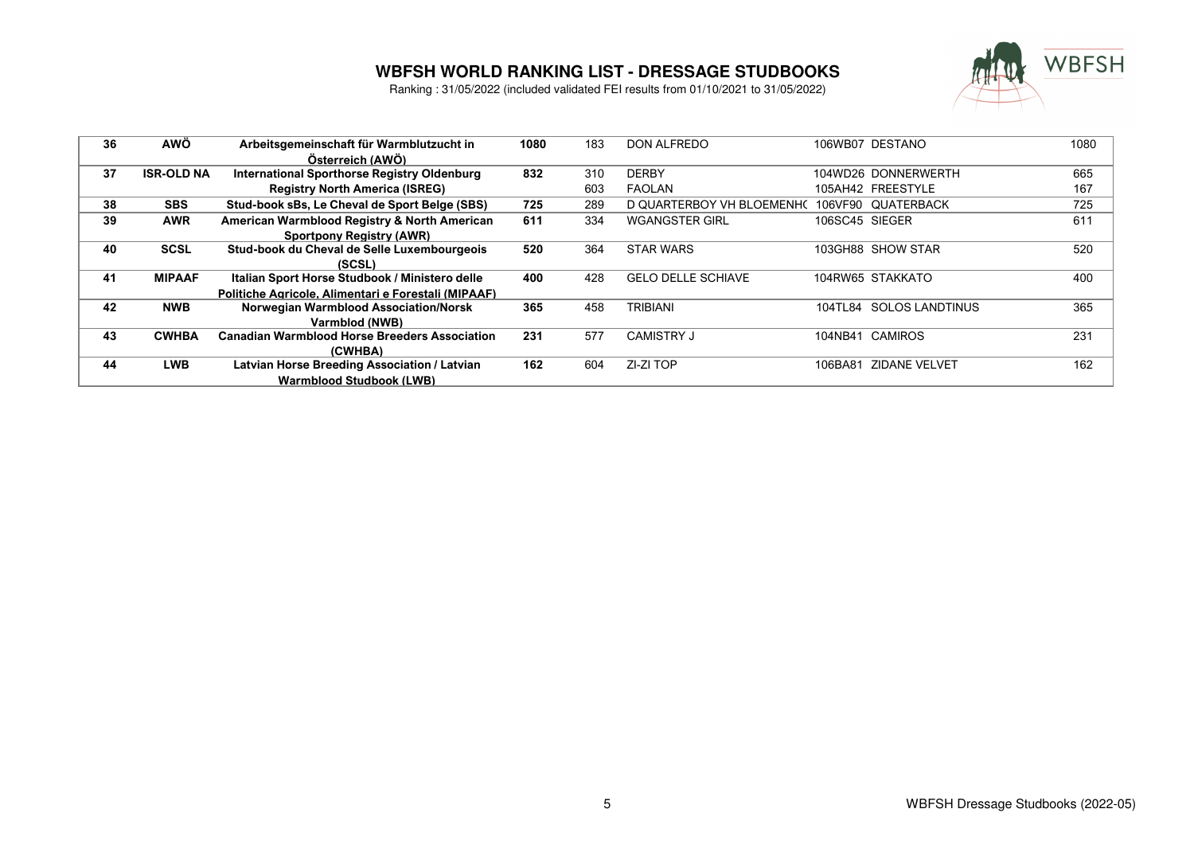# WBFSH WORLD RANKING LIST - DRESSAGE STUDBOOKS

Ranking : 31/05/2022 (included validated FEI results from 01/10/2021 to 31/05/2022)

| | | | | | | | | |
|---|---|---|---|---|---|---|---|---|
| **36** | **AWÖ** | **Arbeitsgemeinschaft für Warmblutzucht in Österreich (AWÖ)** | **1080** | 183 | DON ALFREDO | 106WB07 | DESTANO | 1080 |
| **37** | **ISR-OLD NA** | **International Sporthorse Registry Oldenburg Registry North America (ISREG)** | **832** | 310 | DERBY | 104WD26 | DONNERWERTH | 665 |
| | | | | 603 | FAOLAN | 105AH42 | FREESTYLE | 167 |
| **38** | **SBS** | **Stud-book sBs, Le Cheval de Sport Belge (SBS)** | **725** | 289 | D QUARTERBOY VH BLOEMENHO | 106VF90 | QUATERBACK | 725 |
| **39** | **AWR** | **American Warmblood Registry & North American Sportpony Registry (AWR)** | **611** | 334 | WGANGSTER GIRL | 106SC45 | SIEGER | 611 |
| **40** | **SCSL** | **Stud-book du Cheval de Selle Luxembourgeois (SCSL)** | **520** | 364 | STAR WARS | 103GH88 | SHOW STAR | 520 |
| **41** | **MIPAAF** | **Italian Sport Horse Studbook / Ministero delle Politiche Agricole, Alimentari e Forestali (MIPAAF)** | **400** | 428 | GELO DELLE SCHIAVE | 104RW65 | STAKKATO | 400 |
| **42** | **NWB** | **Norwegian Warmblood Association/Norsk Varmblod (NWB)** | **365** | 458 | TRIBIANI | 104TL84 | SOLOS LANDTINUS | 365 |
| **43** | **CWHBA** | **Canadian Warmblood Horse Breeders Association (CWHBA)** | **231** | 577 | CAMISTRY J | 104NB41 | CAMIROS | 231 |
| **44** | **LWB** | **Latvian Horse Breeding Association / Latvian Warmblood Studbook (LWB)** | **162** | 604 | ZI-ZI TOP | 106BA81 | ZIDANE VELVET | 162 |